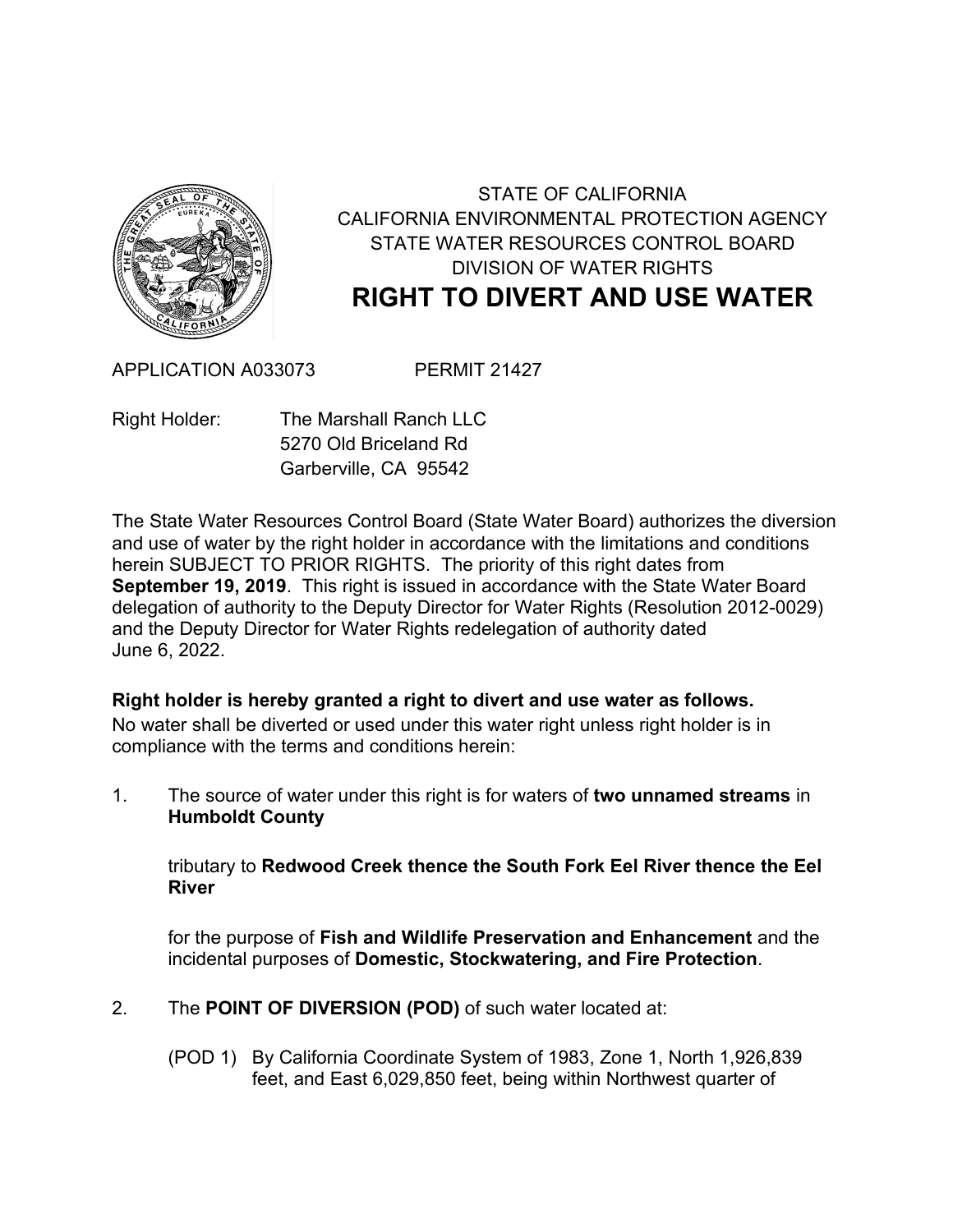STATE OF CALIFORNIA
CALIFORNIA ENVIRONMENTAL PROTECTION AGENCY
STATE WATER RESOURCES CONTROL BOARD
DIVISION OF WATER RIGHTS

# RIGHT TO DIVERT AND USE WATER

APPLICATION A033073 PERMIT 21427

Right Holder: The Marshall Ranch LLC
5270 Old Briceland Rd
Garberville, CA 95542

The State Water Resources Control Board (State Water Board) authorizes the diversion and use of water by the right holder in accordance with the limitations and conditions herein SUBJECT TO PRIOR RIGHTS. The priority of this right dates from **September 19, 2019**. This right is issued in accordance with the State Water Board delegation of authority to the Deputy Director for Water Rights (Resolution 2012-0029) and the Deputy Director for Water Rights redelegation of authority dated June 6, 2022.

**Right holder is hereby granted a right to divert and use water as follows.**
No water shall be diverted or used under this water right unless right holder is in compliance with the terms and conditions herein:

1. The source of water under this right is for waters of **two unnamed streams** in **Humboldt County**

   tributary to **Redwood Creek thence the South Fork Eel River thence the Eel River**

   for the purpose of **Fish and Wildlife Preservation and Enhancement** and the incidental purposes of **Domestic, Stockwatering, and Fire Protection**.

2. The **POINT OF DIVERSION (POD)** of such water located at:

   (POD 1) By California Coordinate System of 1983, Zone 1, North 1,926,839 feet, and East 6,029,850 feet, being within Northwest quarter of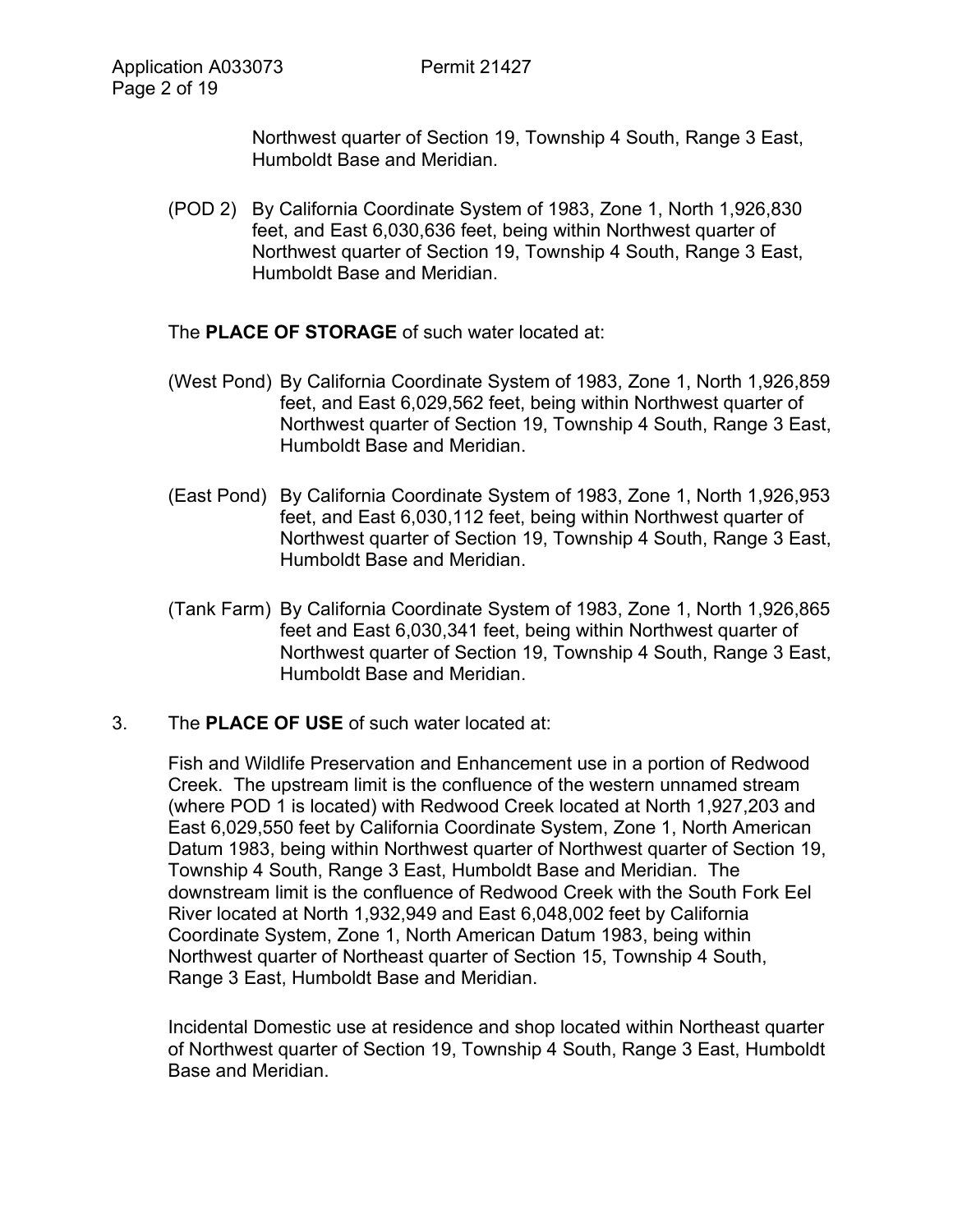Northwest quarter of Section 19, Township 4 South, Range 3 East, Humboldt Base and Meridian.

(POD 2) By California Coordinate System of 1983, Zone 1, North 1,926,830 feet, and East 6,030,636 feet, being within Northwest quarter of Northwest quarter of Section 19, Township 4 South, Range 3 East, Humboldt Base and Meridian.

The **PLACE OF STORAGE** of such water located at:

(West Pond) By California Coordinate System of 1983, Zone 1, North 1,926,859 feet, and East 6,029,562 feet, being within Northwest quarter of Northwest quarter of Section 19, Township 4 South, Range 3 East, Humboldt Base and Meridian.

(East Pond) By California Coordinate System of 1983, Zone 1, North 1,926,953 feet, and East 6,030,112 feet, being within Northwest quarter of Northwest quarter of Section 19, Township 4 South, Range 3 East, Humboldt Base and Meridian.

(Tank Farm) By California Coordinate System of 1983, Zone 1, North 1,926,865 feet and East 6,030,341 feet, being within Northwest quarter of Northwest quarter of Section 19, Township 4 South, Range 3 East, Humboldt Base and Meridian.

3. The **PLACE OF USE** of such water located at:

Fish and Wildlife Preservation and Enhancement use in a portion of Redwood Creek. The upstream limit is the confluence of the western unnamed stream (where POD 1 is located) with Redwood Creek located at North 1,927,203 and East 6,029,550 feet by California Coordinate System, Zone 1, North American Datum 1983, being within Northwest quarter of Northwest quarter of Section 19, Township 4 South, Range 3 East, Humboldt Base and Meridian. The downstream limit is the confluence of Redwood Creek with the South Fork Eel River located at North 1,932,949 and East 6,048,002 feet by California Coordinate System, Zone 1, North American Datum 1983, being within Northwest quarter of Northeast quarter of Section 15, Township 4 South, Range 3 East, Humboldt Base and Meridian.

Incidental Domestic use at residence and shop located within Northeast quarter of Northwest quarter of Section 19, Township 4 South, Range 3 East, Humboldt Base and Meridian.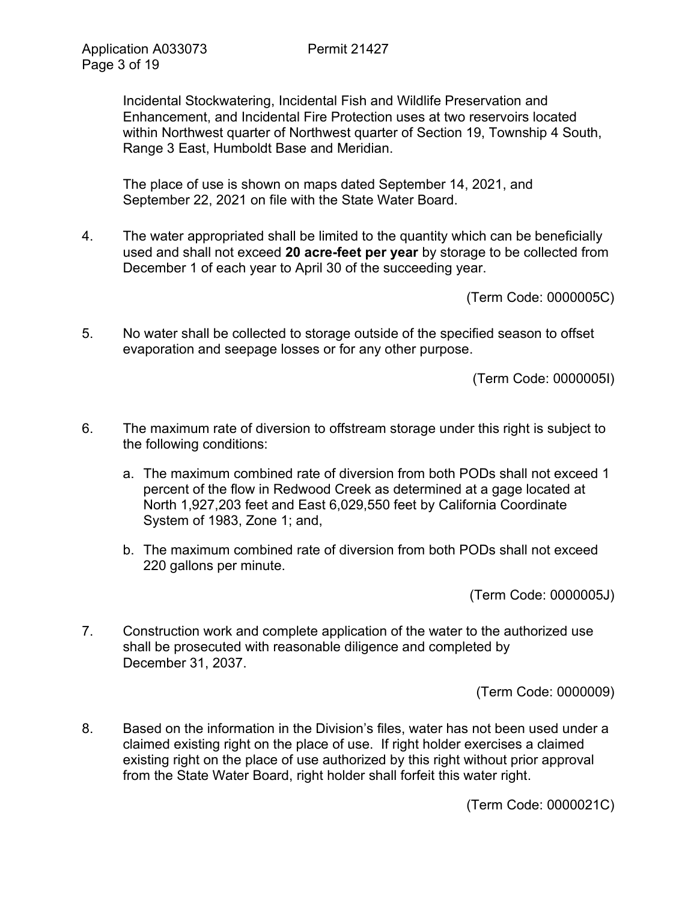Incidental Stockwatering, Incidental Fish and Wildlife Preservation and Enhancement, and Incidental Fire Protection uses at two reservoirs located within Northwest quarter of Northwest quarter of Section 19, Township 4 South, Range 3 East, Humboldt Base and Meridian.

The place of use is shown on maps dated September 14, 2021, and September 22, 2021 on file with the State Water Board.

4. The water appropriated shall be limited to the quantity which can be beneficially used and shall not exceed **20 acre-feet per year** by storage to be collected from December 1 of each year to April 30 of the succeeding year.

   (Term Code: 0000005C)

5. No water shall be collected to storage outside of the specified season to offset evaporation and seepage losses or for any other purpose.

   (Term Code: 0000005I)

6. The maximum rate of diversion to offstream storage under this right is subject to the following conditions:

   a. The maximum combined rate of diversion from both PODs shall not exceed 1 percent of the flow in Redwood Creek as determined at a gage located at North 1,927,203 feet and East 6,029,550 feet by California Coordinate System of 1983, Zone 1; and,

   b. The maximum combined rate of diversion from both PODs shall not exceed 220 gallons per minute.

   (Term Code: 0000005J)

7. Construction work and complete application of the water to the authorized use shall be prosecuted with reasonable diligence and completed by December 31, 2037.

   (Term Code: 0000009)

8. Based on the information in the Division's files, water has not been used under a claimed existing right on the place of use. If right holder exercises a claimed existing right on the place of use authorized by this right without prior approval from the State Water Board, right holder shall forfeit this water right.

   (Term Code: 0000021C)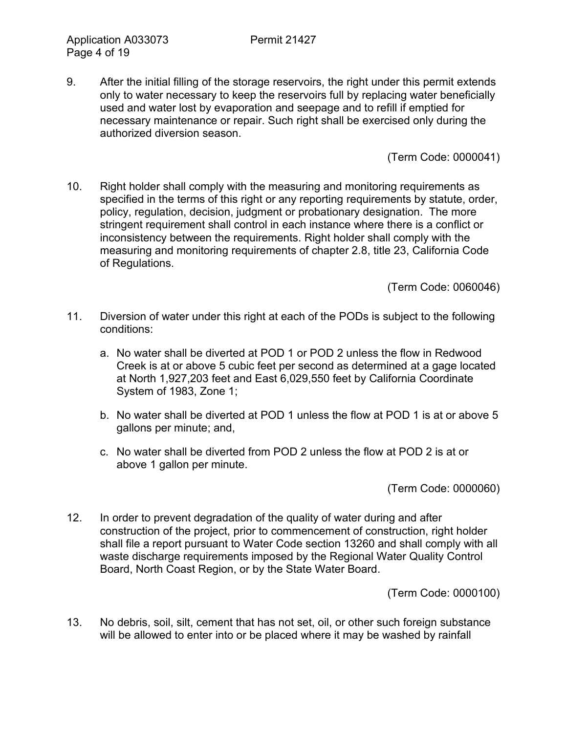9. After the initial filling of the storage reservoirs, the right under this permit extends only to water necessary to keep the reservoirs full by replacing water beneficially used and water lost by evaporation and seepage and to refill if emptied for necessary maintenance or repair. Such right shall be exercised only during the authorized diversion season.

(Term Code: 0000041)

10. Right holder shall comply with the measuring and monitoring requirements as specified in the terms of this right or any reporting requirements by statute, order, policy, regulation, decision, judgment or probationary designation. The more stringent requirement shall control in each instance where there is a conflict or inconsistency between the requirements. Right holder shall comply with the measuring and monitoring requirements of chapter 2.8, title 23, California Code of Regulations.

(Term Code: 0060046)

11. Diversion of water under this right at each of the PODs is subject to the following conditions:

    a. No water shall be diverted at POD 1 or POD 2 unless the flow in Redwood Creek is at or above 5 cubic feet per second as determined at a gage located at North 1,927,203 feet and East 6,029,550 feet by California Coordinate System of 1983, Zone 1;

    b. No water shall be diverted at POD 1 unless the flow at POD 1 is at or above 5 gallons per minute; and,

    c. No water shall be diverted from POD 2 unless the flow at POD 2 is at or above 1 gallon per minute.

(Term Code: 0000060)

12. In order to prevent degradation of the quality of water during and after construction of the project, prior to commencement of construction, right holder shall file a report pursuant to Water Code section 13260 and shall comply with all waste discharge requirements imposed by the Regional Water Quality Control Board, North Coast Region, or by the State Water Board.

(Term Code: 0000100)

13. No debris, soil, silt, cement that has not set, oil, or other such foreign substance will be allowed to enter into or be placed where it may be washed by rainfall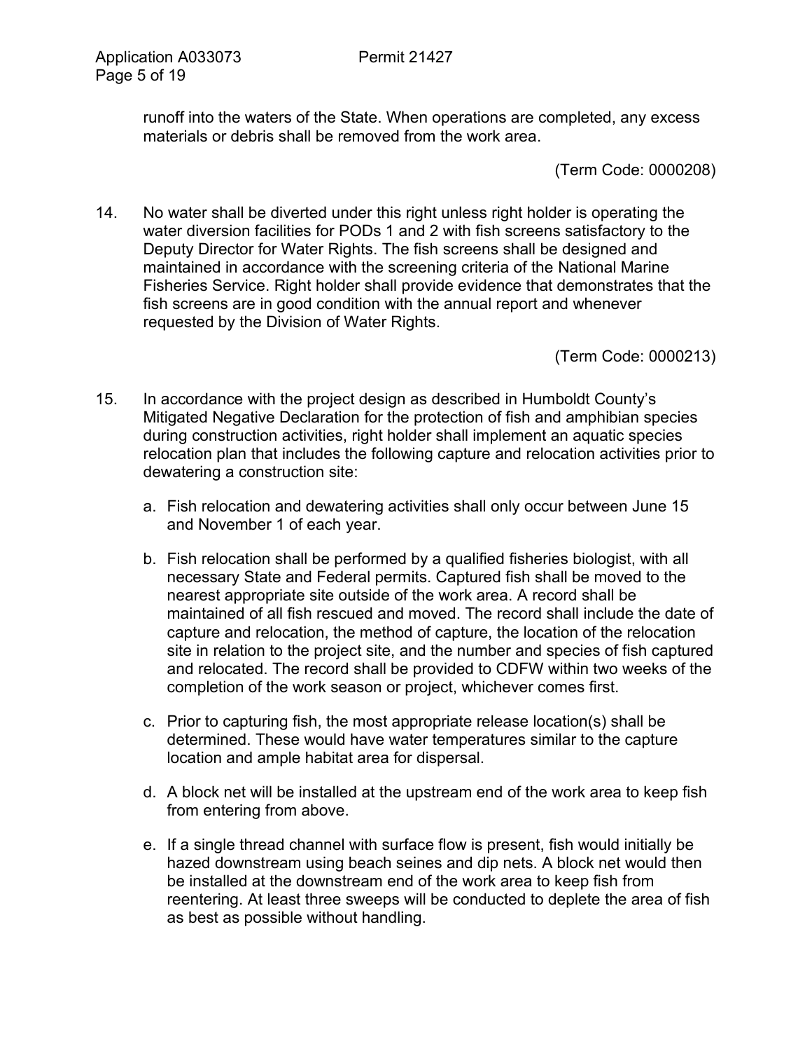runoff into the waters of the State. When operations are completed, any excess materials or debris shall be removed from the work area.

(Term Code: 0000208)

14. No water shall be diverted under this right unless right holder is operating the water diversion facilities for PODs 1 and 2 with fish screens satisfactory to the Deputy Director for Water Rights. The fish screens shall be designed and maintained in accordance with the screening criteria of the National Marine Fisheries Service. Right holder shall provide evidence that demonstrates that the fish screens are in good condition with the annual report and whenever requested by the Division of Water Rights.

(Term Code: 0000213)

15. In accordance with the project design as described in Humboldt County's Mitigated Negative Declaration for the protection of fish and amphibian species during construction activities, right holder shall implement an aquatic species relocation plan that includes the following capture and relocation activities prior to dewatering a construction site:

    a. Fish relocation and dewatering activities shall only occur between June 15 and November 1 of each year.

    b. Fish relocation shall be performed by a qualified fisheries biologist, with all necessary State and Federal permits. Captured fish shall be moved to the nearest appropriate site outside of the work area. A record shall be maintained of all fish rescued and moved. The record shall include the date of capture and relocation, the method of capture, the location of the relocation site in relation to the project site, and the number and species of fish captured and relocated. The record shall be provided to CDFW within two weeks of the completion of the work season or project, whichever comes first.

    c. Prior to capturing fish, the most appropriate release location(s) shall be determined. These would have water temperatures similar to the capture location and ample habitat area for dispersal.

    d. A block net will be installed at the upstream end of the work area to keep fish from entering from above.

    e. If a single thread channel with surface flow is present, fish would initially be hazed downstream using beach seines and dip nets. A block net would then be installed at the downstream end of the work area to keep fish from reentering. At least three sweeps will be conducted to deplete the area of fish as best as possible without handling.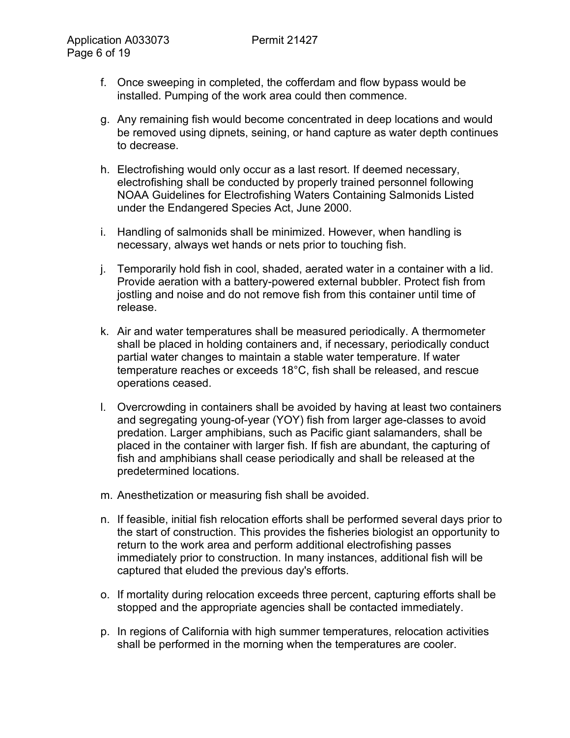f. Once sweeping in completed, the cofferdam and flow bypass would be installed. Pumping of the work area could then commence.

g. Any remaining fish would become concentrated in deep locations and would be removed using dipnets, seining, or hand capture as water depth continues to decrease.

h. Electrofishing would only occur as a last resort. If deemed necessary, electrofishing shall be conducted by properly trained personnel following NOAA Guidelines for Electrofishing Waters Containing Salmonids Listed under the Endangered Species Act, June 2000.

i. Handling of salmonids shall be minimized. However, when handling is necessary, always wet hands or nets prior to touching fish.

j. Temporarily hold fish in cool, shaded, aerated water in a container with a lid. Provide aeration with a battery-powered external bubbler. Protect fish from jostling and noise and do not remove fish from this container until time of release.

k. Air and water temperatures shall be measured periodically. A thermometer shall be placed in holding containers and, if necessary, periodically conduct partial water changes to maintain a stable water temperature. If water temperature reaches or exceeds 18°C, fish shall be released, and rescue operations ceased.

l. Overcrowding in containers shall be avoided by having at least two containers and segregating young-of-year (YOY) fish from larger age-classes to avoid predation. Larger amphibians, such as Pacific giant salamanders, shall be placed in the container with larger fish. If fish are abundant, the capturing of fish and amphibians shall cease periodically and shall be released at the predetermined locations.

m. Anesthetization or measuring fish shall be avoided.

n. If feasible, initial fish relocation efforts shall be performed several days prior to the start of construction. This provides the fisheries biologist an opportunity to return to the work area and perform additional electrofishing passes immediately prior to construction. In many instances, additional fish will be captured that eluded the previous day's efforts.

o. If mortality during relocation exceeds three percent, capturing efforts shall be stopped and the appropriate agencies shall be contacted immediately.

p. In regions of California with high summer temperatures, relocation activities shall be performed in the morning when the temperatures are cooler.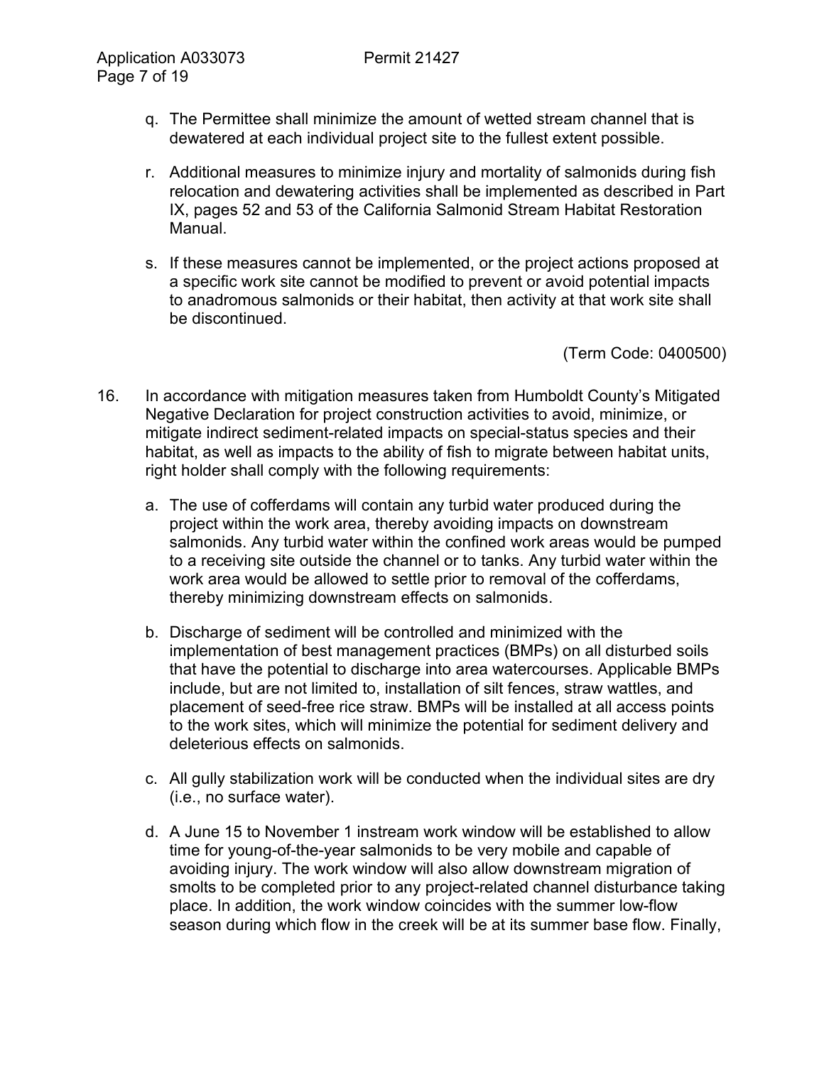q. The Permittee shall minimize the amount of wetted stream channel that is dewatered at each individual project site to the fullest extent possible.

r. Additional measures to minimize injury and mortality of salmonids during fish relocation and dewatering activities shall be implemented as described in Part IX, pages 52 and 53 of the California Salmonid Stream Habitat Restoration Manual.

s. If these measures cannot be implemented, or the project actions proposed at a specific work site cannot be modified to prevent or avoid potential impacts to anadromous salmonids or their habitat, then activity at that work site shall be discontinued.

(Term Code: 0400500)

16. In accordance with mitigation measures taken from Humboldt County's Mitigated Negative Declaration for project construction activities to avoid, minimize, or mitigate indirect sediment-related impacts on special-status species and their habitat, as well as impacts to the ability of fish to migrate between habitat units, right holder shall comply with the following requirements:

    a. The use of cofferdams will contain any turbid water produced during the project within the work area, thereby avoiding impacts on downstream salmonids. Any turbid water within the confined work areas would be pumped to a receiving site outside the channel or to tanks. Any turbid water within the work area would be allowed to settle prior to removal of the cofferdams, thereby minimizing downstream effects on salmonids.

    b. Discharge of sediment will be controlled and minimized with the implementation of best management practices (BMPs) on all disturbed soils that have the potential to discharge into area watercourses. Applicable BMPs include, but are not limited to, installation of silt fences, straw wattles, and placement of seed-free rice straw. BMPs will be installed at all access points to the work sites, which will minimize the potential for sediment delivery and deleterious effects on salmonids.

    c. All gully stabilization work will be conducted when the individual sites are dry (i.e., no surface water).

    d. A June 15 to November 1 instream work window will be established to allow time for young-of-the-year salmonids to be very mobile and capable of avoiding injury. The work window will also allow downstream migration of smolts to be completed prior to any project-related channel disturbance taking place. In addition, the work window coincides with the summer low-flow season during which flow in the creek will be at its summer base flow. Finally,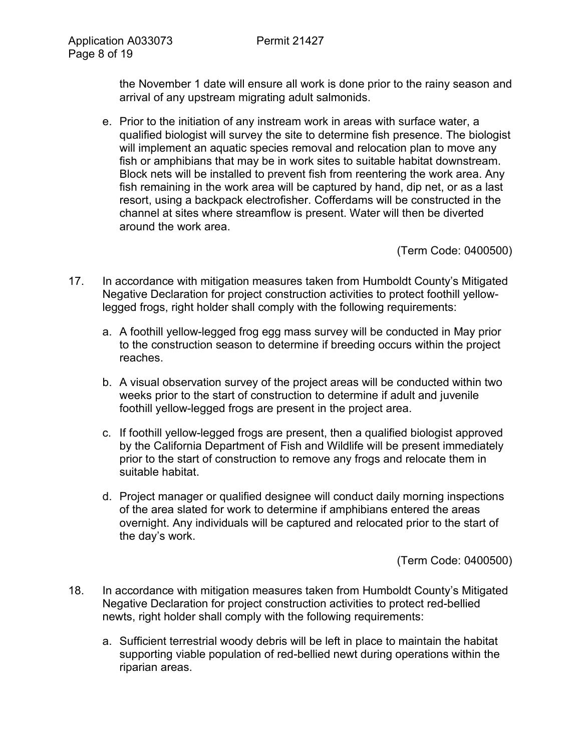the November 1 date will ensure all work is done prior to the rainy season and arrival of any upstream migrating adult salmonids.

e. Prior to the initiation of any instream work in areas with surface water, a qualified biologist will survey the site to determine fish presence. The biologist will implement an aquatic species removal and relocation plan to move any fish or amphibians that may be in work sites to suitable habitat downstream. Block nets will be installed to prevent fish from reentering the work area. Any fish remaining in the work area will be captured by hand, dip net, or as a last resort, using a backpack electrofisher. Cofferdams will be constructed in the channel at sites where streamflow is present. Water will then be diverted around the work area.

(Term Code: 0400500)

17. In accordance with mitigation measures taken from Humboldt County's Mitigated Negative Declaration for project construction activities to protect foothill yellow-legged frogs, right holder shall comply with the following requirements:

a. A foothill yellow-legged frog egg mass survey will be conducted in May prior to the construction season to determine if breeding occurs within the project reaches.

b. A visual observation survey of the project areas will be conducted within two weeks prior to the start of construction to determine if adult and juvenile foothill yellow-legged frogs are present in the project area.

c. If foothill yellow-legged frogs are present, then a qualified biologist approved by the California Department of Fish and Wildlife will be present immediately prior to the start of construction to remove any frogs and relocate them in suitable habitat.

d. Project manager or qualified designee will conduct daily morning inspections of the area slated for work to determine if amphibians entered the areas overnight. Any individuals will be captured and relocated prior to the start of the day's work.

(Term Code: 0400500)

18. In accordance with mitigation measures taken from Humboldt County's Mitigated Negative Declaration for project construction activities to protect red-bellied newts, right holder shall comply with the following requirements:

a. Sufficient terrestrial woody debris will be left in place to maintain the habitat supporting viable population of red-bellied newt during operations within the riparian areas.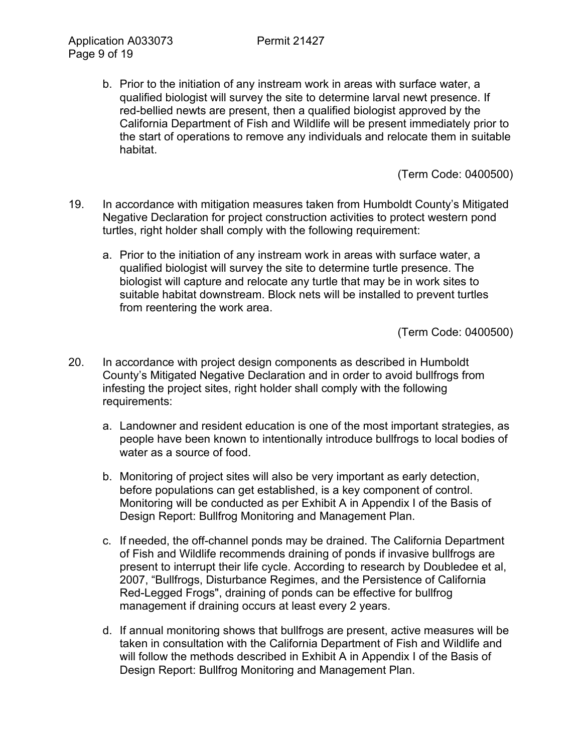b. Prior to the initiation of any instream work in areas with surface water, a qualified biologist will survey the site to determine larval newt presence. If red-bellied newts are present, then a qualified biologist approved by the California Department of Fish and Wildlife will be present immediately prior to the start of operations to remove any individuals and relocate them in suitable habitat.

(Term Code: 0400500)

19. In accordance with mitigation measures taken from Humboldt County's Mitigated Negative Declaration for project construction activities to protect western pond turtles, right holder shall comply with the following requirement:

    a. Prior to the initiation of any instream work in areas with surface water, a qualified biologist will survey the site to determine turtle presence. The biologist will capture and relocate any turtle that may be in work sites to suitable habitat downstream. Block nets will be installed to prevent turtles from reentering the work area.

(Term Code: 0400500)

20. In accordance with project design components as described in Humboldt County's Mitigated Negative Declaration and in order to avoid bullfrogs from infesting the project sites, right holder shall comply with the following requirements:

    a. Landowner and resident education is one of the most important strategies, as people have been known to intentionally introduce bullfrogs to local bodies of water as a source of food.

    b. Monitoring of project sites will also be very important as early detection, before populations can get established, is a key component of control. Monitoring will be conducted as per Exhibit A in Appendix I of the Basis of Design Report: Bullfrog Monitoring and Management Plan.

    c. If needed, the off-channel ponds may be drained. The California Department of Fish and Wildlife recommends draining of ponds if invasive bullfrogs are present to interrupt their life cycle. According to research by Doubledee et al, 2007, "Bullfrogs, Disturbance Regimes, and the Persistence of California Red-Legged Frogs", draining of ponds can be effective for bullfrog management if draining occurs at least every 2 years.

    d. If annual monitoring shows that bullfrogs are present, active measures will be taken in consultation with the California Department of Fish and Wildlife and will follow the methods described in Exhibit A in Appendix I of the Basis of Design Report: Bullfrog Monitoring and Management Plan.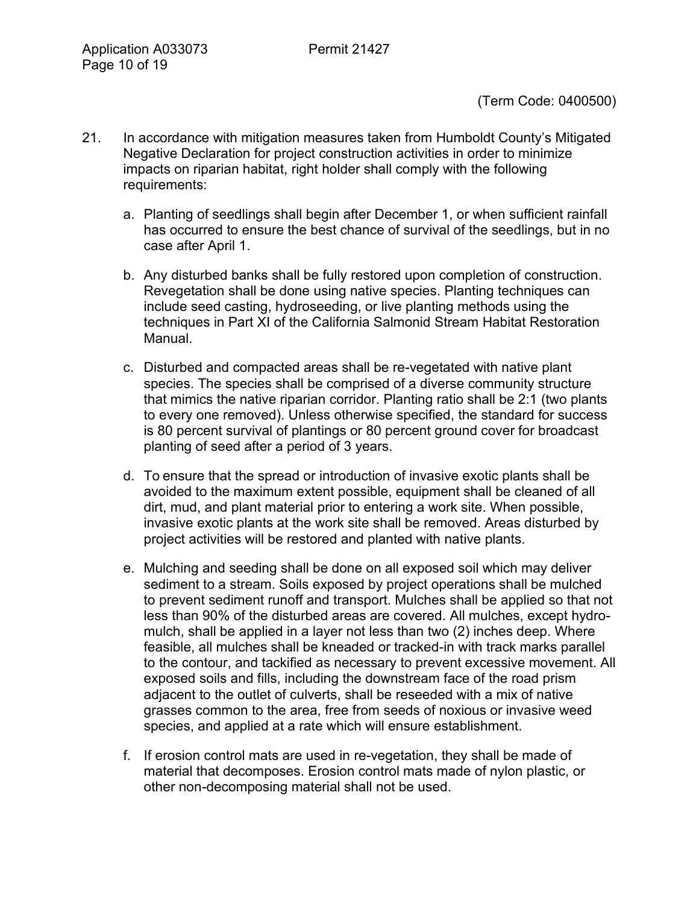(Term Code: 0400500)

21. In accordance with mitigation measures taken from Humboldt County's Mitigated Negative Declaration for project construction activities in order to minimize impacts on riparian habitat, right holder shall comply with the following requirements:

    a. Planting of seedlings shall begin after December 1, or when sufficient rainfall has occurred to ensure the best chance of survival of the seedlings, but in no case after April 1.

    b. Any disturbed banks shall be fully restored upon completion of construction. Revegetation shall be done using native species. Planting techniques can include seed casting, hydroseeding, or live planting methods using the techniques in Part XI of the California Salmonid Stream Habitat Restoration Manual.

    c. Disturbed and compacted areas shall be re-vegetated with native plant species. The species shall be comprised of a diverse community structure that mimics the native riparian corridor. Planting ratio shall be 2:1 (two plants to every one removed). Unless otherwise specified, the standard for success is 80 percent survival of plantings or 80 percent ground cover for broadcast planting of seed after a period of 3 years.

    d. To ensure that the spread or introduction of invasive exotic plants shall be avoided to the maximum extent possible, equipment shall be cleaned of all dirt, mud, and plant material prior to entering a work site. When possible, invasive exotic plants at the work site shall be removed. Areas disturbed by project activities will be restored and planted with native plants.

    e. Mulching and seeding shall be done on all exposed soil which may deliver sediment to a stream. Soils exposed by project operations shall be mulched to prevent sediment runoff and transport. Mulches shall be applied so that not less than 90% of the disturbed areas are covered. All mulches, except hydro-mulch, shall be applied in a layer not less than two (2) inches deep. Where feasible, all mulches shall be kneaded or tracked-in with track marks parallel to the contour, and tackified as necessary to prevent excessive movement. All exposed soils and fills, including the downstream face of the road prism adjacent to the outlet of culverts, shall be reseeded with a mix of native grasses common to the area, free from seeds of noxious or invasive weed species, and applied at a rate which will ensure establishment.

    f. If erosion control mats are used in re-vegetation, they shall be made of material that decomposes. Erosion control mats made of nylon plastic, or other non-decomposing material shall not be used.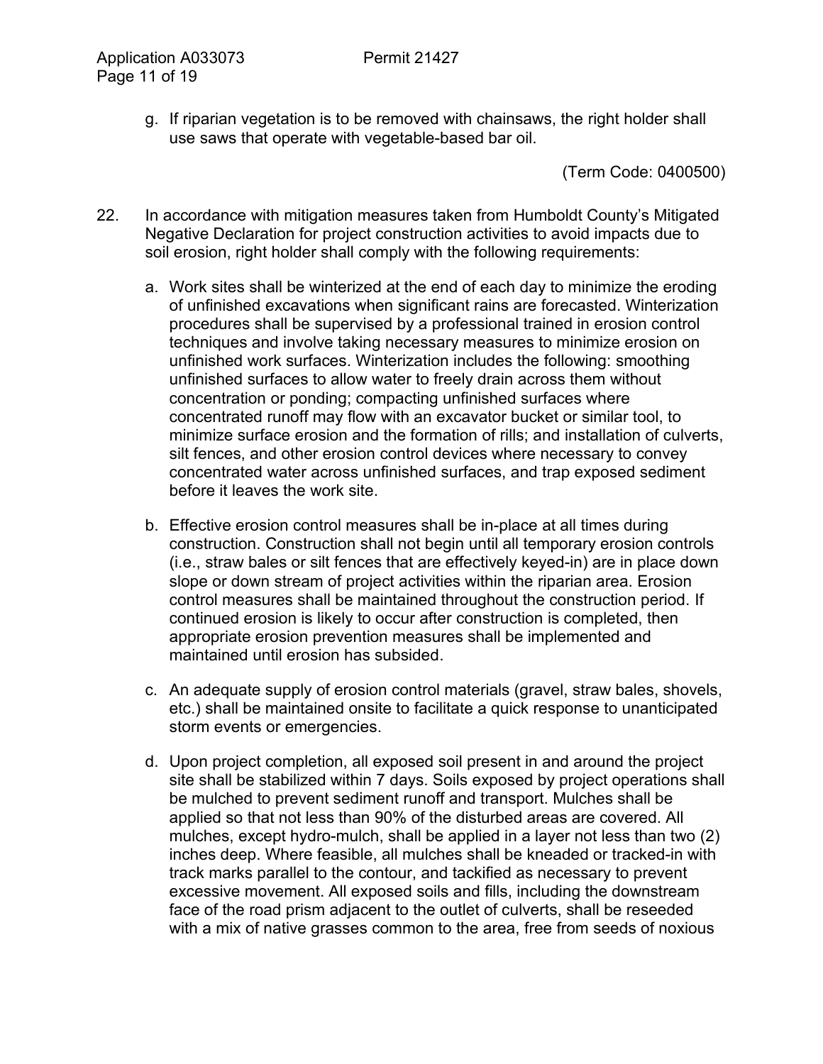g. If riparian vegetation is to be removed with chainsaws, the right holder shall use saws that operate with vegetable-based bar oil.

(Term Code: 0400500)

22. In accordance with mitigation measures taken from Humboldt County's Mitigated Negative Declaration for project construction activities to avoid impacts due to soil erosion, right holder shall comply with the following requirements:

    a. Work sites shall be winterized at the end of each day to minimize the eroding of unfinished excavations when significant rains are forecasted. Winterization procedures shall be supervised by a professional trained in erosion control techniques and involve taking necessary measures to minimize erosion on unfinished work surfaces. Winterization includes the following: smoothing unfinished surfaces to allow water to freely drain across them without concentration or ponding; compacting unfinished surfaces where concentrated runoff may flow with an excavator bucket or similar tool, to minimize surface erosion and the formation of rills; and installation of culverts, silt fences, and other erosion control devices where necessary to convey concentrated water across unfinished surfaces, and trap exposed sediment before it leaves the work site.

    b. Effective erosion control measures shall be in-place at all times during construction. Construction shall not begin until all temporary erosion controls (i.e., straw bales or silt fences that are effectively keyed-in) are in place down slope or down stream of project activities within the riparian area. Erosion control measures shall be maintained throughout the construction period. If continued erosion is likely to occur after construction is completed, then appropriate erosion prevention measures shall be implemented and maintained until erosion has subsided.

    c. An adequate supply of erosion control materials (gravel, straw bales, shovels, etc.) shall be maintained onsite to facilitate a quick response to unanticipated storm events or emergencies.

    d. Upon project completion, all exposed soil present in and around the project site shall be stabilized within 7 days. Soils exposed by project operations shall be mulched to prevent sediment runoff and transport. Mulches shall be applied so that not less than 90% of the disturbed areas are covered. All mulches, except hydro-mulch, shall be applied in a layer not less than two (2) inches deep. Where feasible, all mulches shall be kneaded or tracked-in with track marks parallel to the contour, and tackified as necessary to prevent excessive movement. All exposed soils and fills, including the downstream face of the road prism adjacent to the outlet of culverts, shall be reseeded with a mix of native grasses common to the area, free from seeds of noxious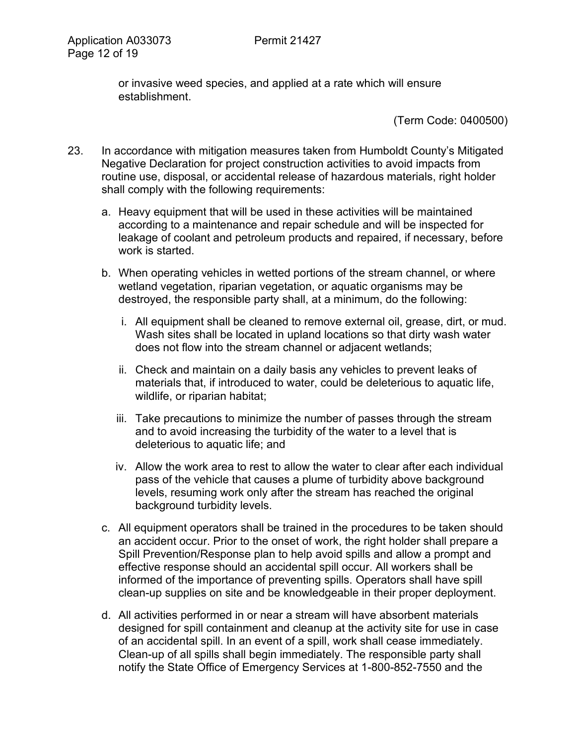or invasive weed species, and applied at a rate which will ensure establishment.

(Term Code: 0400500)

23. In accordance with mitigation measures taken from Humboldt County's Mitigated Negative Declaration for project construction activities to avoid impacts from routine use, disposal, or accidental release of hazardous materials, right holder shall comply with the following requirements:

    a. Heavy equipment that will be used in these activities will be maintained according to a maintenance and repair schedule and will be inspected for leakage of coolant and petroleum products and repaired, if necessary, before work is started.

    b. When operating vehicles in wetted portions of the stream channel, or where wetland vegetation, riparian vegetation, or aquatic organisms may be destroyed, the responsible party shall, at a minimum, do the following:

        i. All equipment shall be cleaned to remove external oil, grease, dirt, or mud. Wash sites shall be located in upland locations so that dirty wash water does not flow into the stream channel or adjacent wetlands;

        ii. Check and maintain on a daily basis any vehicles to prevent leaks of materials that, if introduced to water, could be deleterious to aquatic life, wildlife, or riparian habitat;

        iii. Take precautions to minimize the number of passes through the stream and to avoid increasing the turbidity of the water to a level that is deleterious to aquatic life; and

        iv. Allow the work area to rest to allow the water to clear after each individual pass of the vehicle that causes a plume of turbidity above background levels, resuming work only after the stream has reached the original background turbidity levels.

    c. All equipment operators shall be trained in the procedures to be taken should an accident occur. Prior to the onset of work, the right holder shall prepare a Spill Prevention/Response plan to help avoid spills and allow a prompt and effective response should an accidental spill occur. All workers shall be informed of the importance of preventing spills. Operators shall have spill clean-up supplies on site and be knowledgeable in their proper deployment.

    d. All activities performed in or near a stream will have absorbent materials designed for spill containment and cleanup at the activity site for use in case of an accidental spill. In an event of a spill, work shall cease immediately. Clean-up of all spills shall begin immediately. The responsible party shall notify the State Office of Emergency Services at 1-800-852-7550 and the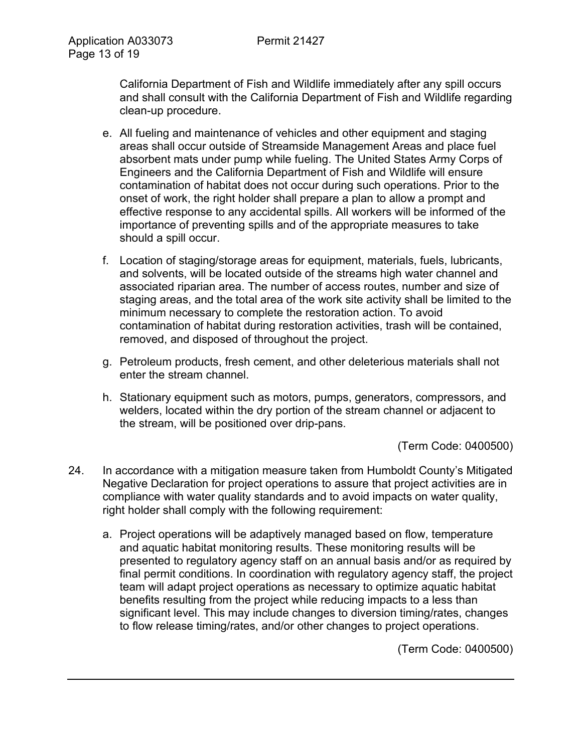California Department of Fish and Wildlife immediately after any spill occurs and shall consult with the California Department of Fish and Wildlife regarding clean-up procedure.

e. All fueling and maintenance of vehicles and other equipment and staging areas shall occur outside of Streamside Management Areas and place fuel absorbent mats under pump while fueling. The United States Army Corps of Engineers and the California Department of Fish and Wildlife will ensure contamination of habitat does not occur during such operations. Prior to the onset of work, the right holder shall prepare a plan to allow a prompt and effective response to any accidental spills. All workers will be informed of the importance of preventing spills and of the appropriate measures to take should a spill occur.

f. Location of staging/storage areas for equipment, materials, fuels, lubricants, and solvents, will be located outside of the streams high water channel and associated riparian area. The number of access routes, number and size of staging areas, and the total area of the work site activity shall be limited to the minimum necessary to complete the restoration action. To avoid contamination of habitat during restoration activities, trash will be contained, removed, and disposed of throughout the project.

g. Petroleum products, fresh cement, and other deleterious materials shall not enter the stream channel.

h. Stationary equipment such as motors, pumps, generators, compressors, and welders, located within the dry portion of the stream channel or adjacent to the stream, will be positioned over drip-pans.

(Term Code: 0400500)

24. In accordance with a mitigation measure taken from Humboldt County's Mitigated Negative Declaration for project operations to assure that project activities are in compliance with water quality standards and to avoid impacts on water quality, right holder shall comply with the following requirement:

a. Project operations will be adaptively managed based on flow, temperature and aquatic habitat monitoring results. These monitoring results will be presented to regulatory agency staff on an annual basis and/or as required by final permit conditions. In coordination with regulatory agency staff, the project team will adapt project operations as necessary to optimize aquatic habitat benefits resulting from the project while reducing impacts to a less than significant level. This may include changes to diversion timing/rates, changes to flow release timing/rates, and/or other changes to project operations.

(Term Code: 0400500)

---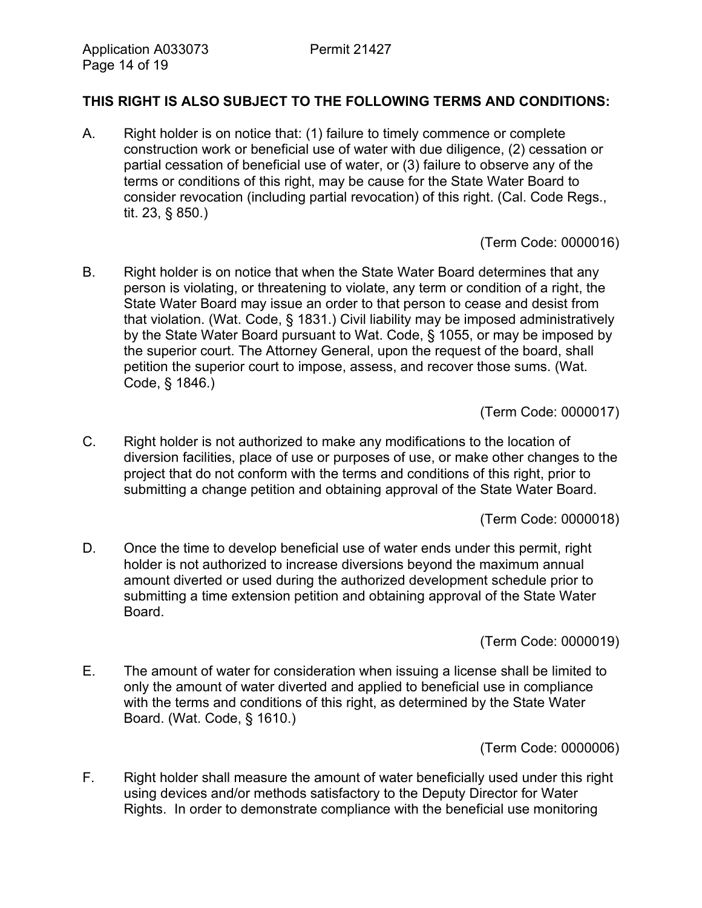**THIS RIGHT IS ALSO SUBJECT TO THE FOLLOWING TERMS AND CONDITIONS:**

A. Right holder is on notice that: (1) failure to timely commence or complete construction work or beneficial use of water with due diligence, (2) cessation or partial cessation of beneficial use of water, or (3) failure to observe any of the terms or conditions of this right, may be cause for the State Water Board to consider revocation (including partial revocation) of this right. (Cal. Code Regs., tit. 23, § 850.)

(Term Code: 0000016)

B. Right holder is on notice that when the State Water Board determines that any person is violating, or threatening to violate, any term or condition of a right, the State Water Board may issue an order to that person to cease and desist from that violation. (Wat. Code, § 1831.) Civil liability may be imposed administratively by the State Water Board pursuant to Wat. Code, § 1055, or may be imposed by the superior court. The Attorney General, upon the request of the board, shall petition the superior court to impose, assess, and recover those sums. (Wat. Code, § 1846.)

(Term Code: 0000017)

C. Right holder is not authorized to make any modifications to the location of diversion facilities, place of use or purposes of use, or make other changes to the project that do not conform with the terms and conditions of this right, prior to submitting a change petition and obtaining approval of the State Water Board.

(Term Code: 0000018)

D. Once the time to develop beneficial use of water ends under this permit, right holder is not authorized to increase diversions beyond the maximum annual amount diverted or used during the authorized development schedule prior to submitting a time extension petition and obtaining approval of the State Water Board.

(Term Code: 0000019)

E. The amount of water for consideration when issuing a license shall be limited to only the amount of water diverted and applied to beneficial use in compliance with the terms and conditions of this right, as determined by the State Water Board. (Wat. Code, § 1610.)

(Term Code: 0000006)

F. Right holder shall measure the amount of water beneficially used under this right using devices and/or methods satisfactory to the Deputy Director for Water Rights. In order to demonstrate compliance with the beneficial use monitoring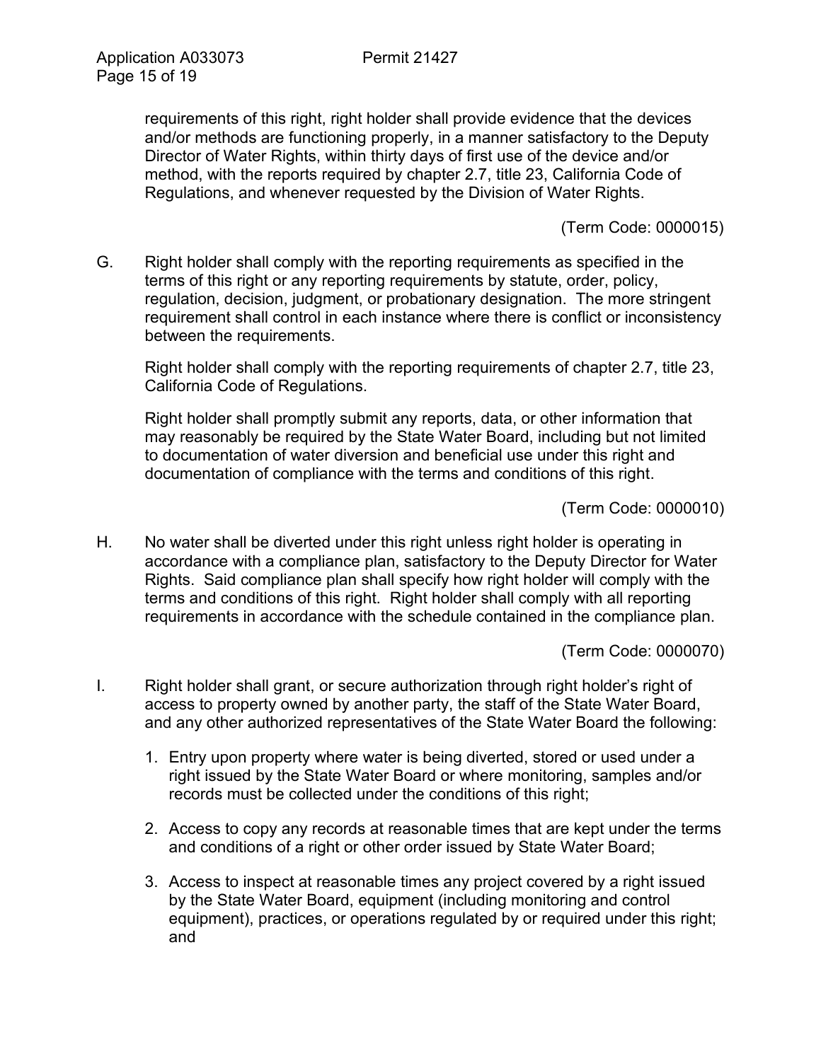requirements of this right, right holder shall provide evidence that the devices and/or methods are functioning properly, in a manner satisfactory to the Deputy Director of Water Rights, within thirty days of first use of the device and/or method, with the reports required by chapter 2.7, title 23, California Code of Regulations, and whenever requested by the Division of Water Rights.

(Term Code: 0000015)

G. Right holder shall comply with the reporting requirements as specified in the terms of this right or any reporting requirements by statute, order, policy, regulation, decision, judgment, or probationary designation. The more stringent requirement shall control in each instance where there is conflict or inconsistency between the requirements.

Right holder shall comply with the reporting requirements of chapter 2.7, title 23, California Code of Regulations.

Right holder shall promptly submit any reports, data, or other information that may reasonably be required by the State Water Board, including but not limited to documentation of water diversion and beneficial use under this right and documentation of compliance with the terms and conditions of this right.

(Term Code: 0000010)

H. No water shall be diverted under this right unless right holder is operating in accordance with a compliance plan, satisfactory to the Deputy Director for Water Rights. Said compliance plan shall specify how right holder will comply with the terms and conditions of this right. Right holder shall comply with all reporting requirements in accordance with the schedule contained in the compliance plan.

(Term Code: 0000070)

I. Right holder shall grant, or secure authorization through right holder's right of access to property owned by another party, the staff of the State Water Board, and any other authorized representatives of the State Water Board the following:

1. Entry upon property where water is being diverted, stored or used under a right issued by the State Water Board or where monitoring, samples and/or records must be collected under the conditions of this right;

2. Access to copy any records at reasonable times that are kept under the terms and conditions of a right or other order issued by State Water Board;

3. Access to inspect at reasonable times any project covered by a right issued by the State Water Board, equipment (including monitoring and control equipment), practices, or operations regulated by or required under this right; and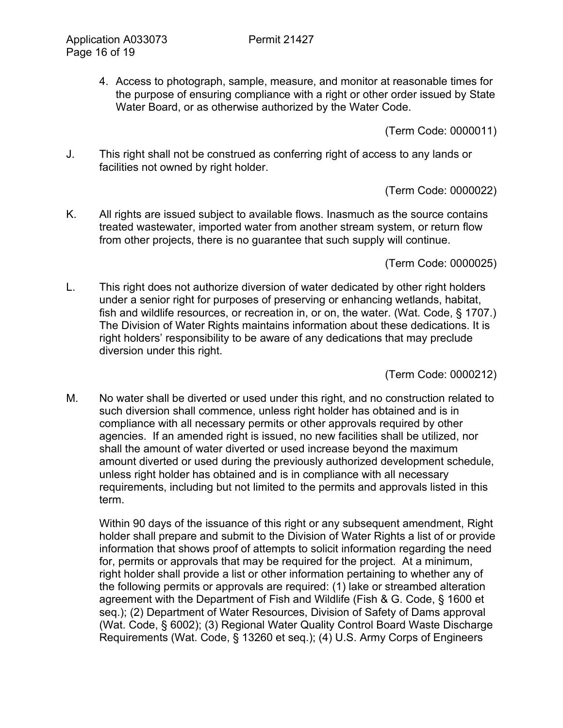4. Access to photograph, sample, measure, and monitor at reasonable times for the purpose of ensuring compliance with a right or other order issued by State Water Board, or as otherwise authorized by the Water Code.

(Term Code: 0000011)

J. This right shall not be construed as conferring right of access to any lands or facilities not owned by right holder.

(Term Code: 0000022)

K. All rights are issued subject to available flows. Inasmuch as the source contains treated wastewater, imported water from another stream system, or return flow from other projects, there is no guarantee that such supply will continue.

(Term Code: 0000025)

L. This right does not authorize diversion of water dedicated by other right holders under a senior right for purposes of preserving or enhancing wetlands, habitat, fish and wildlife resources, or recreation in, or on, the water. (Wat. Code, § 1707.) The Division of Water Rights maintains information about these dedications. It is right holders' responsibility to be aware of any dedications that may preclude diversion under this right.

(Term Code: 0000212)

M. No water shall be diverted or used under this right, and no construction related to such diversion shall commence, unless right holder has obtained and is in compliance with all necessary permits or other approvals required by other agencies. If an amended right is issued, no new facilities shall be utilized, nor shall the amount of water diverted or used increase beyond the maximum amount diverted or used during the previously authorized development schedule, unless right holder has obtained and is in compliance with all necessary requirements, including but not limited to the permits and approvals listed in this term.

Within 90 days of the issuance of this right or any subsequent amendment, Right holder shall prepare and submit to the Division of Water Rights a list of or provide information that shows proof of attempts to solicit information regarding the need for, permits or approvals that may be required for the project. At a minimum, right holder shall provide a list or other information pertaining to whether any of the following permits or approvals are required: (1) lake or streambed alteration agreement with the Department of Fish and Wildlife (Fish & G. Code, § 1600 et seq.); (2) Department of Water Resources, Division of Safety of Dams approval (Wat. Code, § 6002); (3) Regional Water Quality Control Board Waste Discharge Requirements (Wat. Code, § 13260 et seq.); (4) U.S. Army Corps of Engineers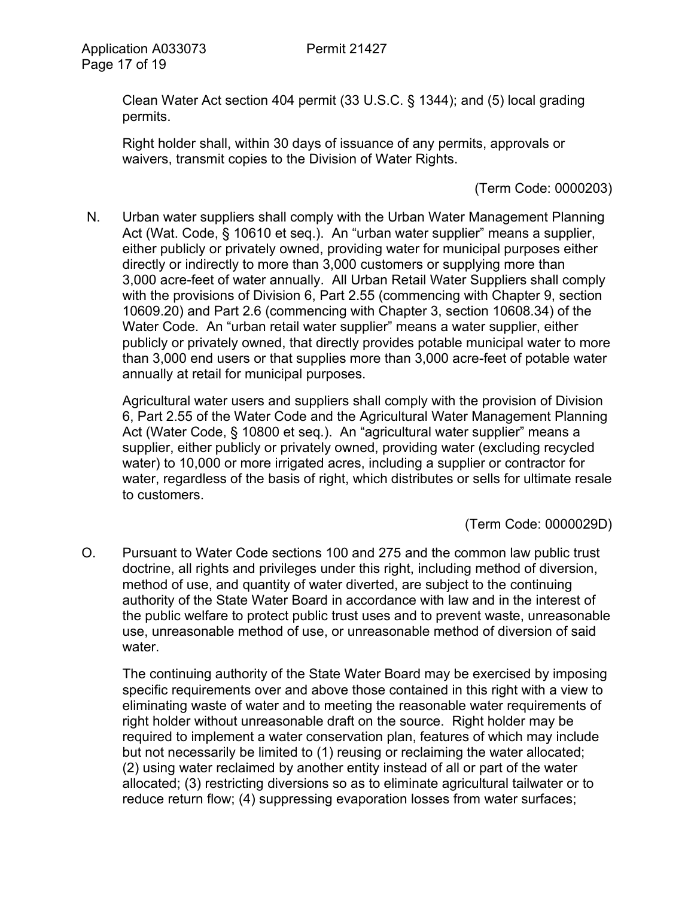Clean Water Act section 404 permit (33 U.S.C. § 1344); and (5) local grading permits.

Right holder shall, within 30 days of issuance of any permits, approvals or waivers, transmit copies to the Division of Water Rights.

(Term Code: 0000203)

N. Urban water suppliers shall comply with the Urban Water Management Planning Act (Wat. Code, § 10610 et seq.). An "urban water supplier" means a supplier, either publicly or privately owned, providing water for municipal purposes either directly or indirectly to more than 3,000 customers or supplying more than 3,000 acre-feet of water annually. All Urban Retail Water Suppliers shall comply with the provisions of Division 6, Part 2.55 (commencing with Chapter 9, section 10609.20) and Part 2.6 (commencing with Chapter 3, section 10608.34) of the Water Code. An "urban retail water supplier" means a water supplier, either publicly or privately owned, that directly provides potable municipal water to more than 3,000 end users or that supplies more than 3,000 acre-feet of potable water annually at retail for municipal purposes.

Agricultural water users and suppliers shall comply with the provision of Division 6, Part 2.55 of the Water Code and the Agricultural Water Management Planning Act (Water Code, § 10800 et seq.). An "agricultural water supplier" means a supplier, either publicly or privately owned, providing water (excluding recycled water) to 10,000 or more irrigated acres, including a supplier or contractor for water, regardless of the basis of right, which distributes or sells for ultimate resale to customers.

(Term Code: 0000029D)

O. Pursuant to Water Code sections 100 and 275 and the common law public trust doctrine, all rights and privileges under this right, including method of diversion, method of use, and quantity of water diverted, are subject to the continuing authority of the State Water Board in accordance with law and in the interest of the public welfare to protect public trust uses and to prevent waste, unreasonable use, unreasonable method of use, or unreasonable method of diversion of said water.

The continuing authority of the State Water Board may be exercised by imposing specific requirements over and above those contained in this right with a view to eliminating waste of water and to meeting the reasonable water requirements of right holder without unreasonable draft on the source. Right holder may be required to implement a water conservation plan, features of which may include but not necessarily be limited to (1) reusing or reclaiming the water allocated; (2) using water reclaimed by another entity instead of all or part of the water allocated; (3) restricting diversions so as to eliminate agricultural tailwater or to reduce return flow; (4) suppressing evaporation losses from water surfaces;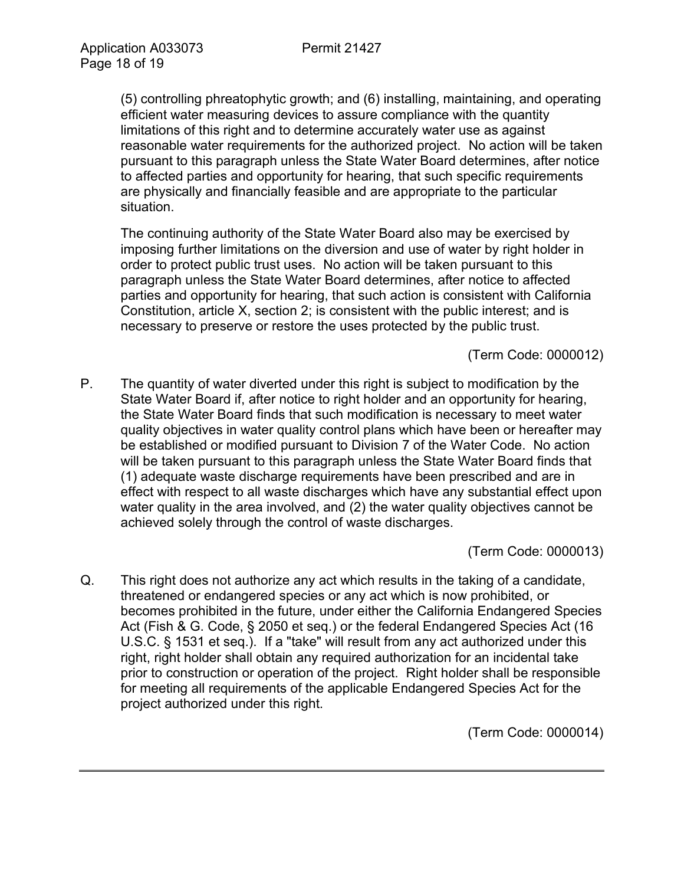(5) controlling phreatophytic growth; and (6) installing, maintaining, and operating efficient water measuring devices to assure compliance with the quantity limitations of this right and to determine accurately water use as against reasonable water requirements for the authorized project. No action will be taken pursuant to this paragraph unless the State Water Board determines, after notice to affected parties and opportunity for hearing, that such specific requirements are physically and financially feasible and are appropriate to the particular situation.

The continuing authority of the State Water Board also may be exercised by imposing further limitations on the diversion and use of water by right holder in order to protect public trust uses. No action will be taken pursuant to this paragraph unless the State Water Board determines, after notice to affected parties and opportunity for hearing, that such action is consistent with California Constitution, article X, section 2; is consistent with the public interest; and is necessary to preserve or restore the uses protected by the public trust.

(Term Code: 0000012)

P. The quantity of water diverted under this right is subject to modification by the State Water Board if, after notice to right holder and an opportunity for hearing, the State Water Board finds that such modification is necessary to meet water quality objectives in water quality control plans which have been or hereafter may be established or modified pursuant to Division 7 of the Water Code. No action will be taken pursuant to this paragraph unless the State Water Board finds that (1) adequate waste discharge requirements have been prescribed and are in effect with respect to all waste discharges which have any substantial effect upon water quality in the area involved, and (2) the water quality objectives cannot be achieved solely through the control of waste discharges.

(Term Code: 0000013)

Q. This right does not authorize any act which results in the taking of a candidate, threatened or endangered species or any act which is now prohibited, or becomes prohibited in the future, under either the California Endangered Species Act (Fish & G. Code, § 2050 et seq.) or the federal Endangered Species Act (16 U.S.C. § 1531 et seq.). If a "take" will result from any act authorized under this right, right holder shall obtain any required authorization for an incidental take prior to construction or operation of the project. Right holder shall be responsible for meeting all requirements of the applicable Endangered Species Act for the project authorized under this right.

(Term Code: 0000014)

---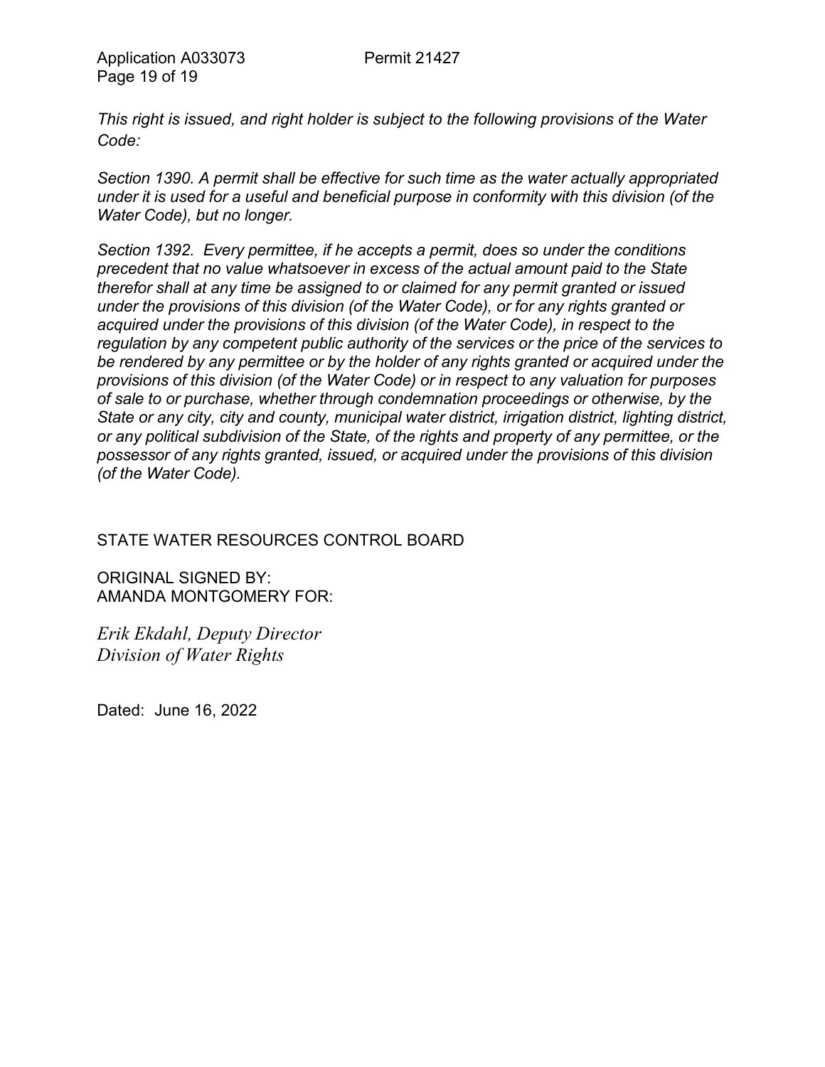*This right is issued, and right holder is subject to the following provisions of the Water Code:*

*Section 1390. A permit shall be effective for such time as the water actually appropriated under it is used for a useful and beneficial purpose in conformity with this division (of the Water Code), but no longer.*

*Section 1392. Every permittee, if he accepts a permit, does so under the conditions precedent that no value whatsoever in excess of the actual amount paid to the State therefor shall at any time be assigned to or claimed for any permit granted or issued under the provisions of this division (of the Water Code), or for any rights granted or acquired under the provisions of this division (of the Water Code), in respect to the regulation by any competent public authority of the services or the price of the services to be rendered by any permittee or by the holder of any rights granted or acquired under the provisions of this division (of the Water Code) or in respect to any valuation for purposes of sale to or purchase, whether through condemnation proceedings or otherwise, by the State or any city, city and county, municipal water district, irrigation district, lighting district, or any political subdivision of the State, of the rights and property of any permittee, or the possessor of any rights granted, issued, or acquired under the provisions of this division (of the Water Code).*

STATE WATER RESOURCES CONTROL BOARD

ORIGINAL SIGNED BY:
AMANDA MONTGOMERY FOR:

*Erik Ekdahl, Deputy Director*
*Division of Water Rights*

Dated: June 16, 2022